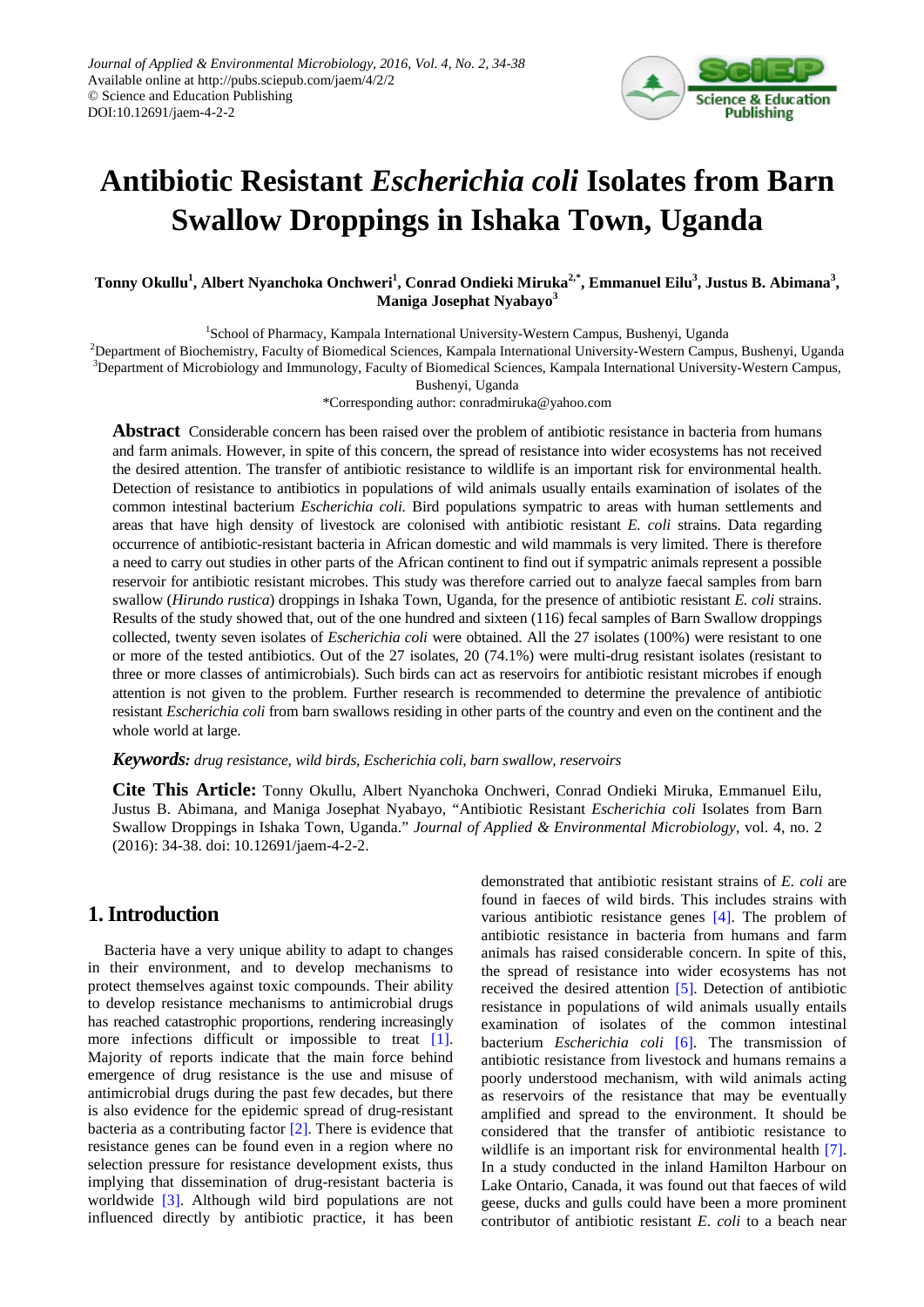# Antibiotic Resistant *Escherichia coli* Isolates from Barn Swallow Droppings in Ishaka Town, Uganda

**Tonny Okullu[1], Albert Nyanchoka Onchweri[1], Conrad Ondieki Miruka[2,*], Emmanuel Eilu[3], Justus B. Abimana[3], Maniga Josephat Nyabayo[3]**

[1]School of Pharmacy, Kampala International University-Western Campus, Bushenyi, Uganda
[2]Department of Biochemistry, Faculty of Biomedical Sciences, Kampala International University-Western Campus, Bushenyi, Uganda
[3]Department of Microbiology and Immunology, Faculty of Biomedical Sciences, Kampala International University-Western Campus, Bushenyi, Uganda
*Corresponding author: conradmiruka@yahoo.com

**Abstract** Considerable concern has been raised over the problem of antibiotic resistance in bacteria from humans and farm animals. However, in spite of this concern, the spread of resistance into wider ecosystems has not received the desired attention. The transfer of antibiotic resistance to wildlife is an important risk for environmental health. Detection of resistance to antibiotics in populations of wild animals usually entails examination of isolates of the common intestinal bacterium *Escherichia coli.* Bird populations sympatric to areas with human settlements and areas that have high density of livestock are colonised with antibiotic resistant *E. coli* strains. Data regarding occurrence of antibiotic-resistant bacteria in African domestic and wild mammals is very limited. There is therefore a need to carry out studies in other parts of the African continent to find out if sympatric animals represent a possible reservoir for antibiotic resistant microbes. This study was therefore carried out to analyze faecal samples from barn swallow (*Hirundo rustica*) droppings in Ishaka Town, Uganda, for the presence of antibiotic resistant *E. coli* strains. Results of the study showed that, out of the one hundred and sixteen (116) fecal samples of Barn Swallow droppings collected, twenty seven isolates of *Escherichia coli* were obtained. All the 27 isolates (100%) were resistant to one or more of the tested antibiotics. Out of the 27 isolates, 20 (74.1%) were multi-drug resistant isolates (resistant to three or more classes of antimicrobials). Such birds can act as reservoirs for antibiotic resistant microbes if enough attention is not given to the problem. Further research is recommended to determine the prevalence of antibiotic resistant *Escherichia coli* from barn swallows residing in other parts of the country and even on the continent and the whole world at large.

***Keywords:*** *drug resistance, wild birds, Escherichia coli, barn swallow, reservoirs*

**Cite This Article:** Tonny Okullu, Albert Nyanchoka Onchweri, Conrad Ondieki Miruka, Emmanuel Eilu, Justus B. Abimana, and Maniga Josephat Nyabayo, "Antibiotic Resistant *Escherichia coli* Isolates from Barn Swallow Droppings in Ishaka Town, Uganda." *Journal of Applied & Environmental Microbiology*, vol. 4, no. 2 (2016): 34-38. doi: 10.12691/jaem-4-2-2.

## 1. Introduction

Bacteria have a very unique ability to adapt to changes in their environment, and to develop mechanisms to protect themselves against toxic compounds. Their ability to develop resistance mechanisms to antimicrobial drugs has reached catastrophic proportions, rendering increasingly more infections difficult or impossible to treat [1]. Majority of reports indicate that the main force behind emergence of drug resistance is the use and misuse of antimicrobial drugs during the past few decades, but there is also evidence for the epidemic spread of drug-resistant bacteria as a contributing factor [2]. There is evidence that resistance genes can be found even in a region where no selection pressure for resistance development exists, thus implying that dissemination of drug-resistant bacteria is worldwide [3]. Although wild bird populations are not influenced directly by antibiotic practice, it has been demonstrated that antibiotic resistant strains of *E. coli* are found in faeces of wild birds. This includes strains with various antibiotic resistance genes [4]. The problem of antibiotic resistance in bacteria from humans and farm animals has raised considerable concern. In spite of this, the spread of resistance into wider ecosystems has not received the desired attention [5]. Detection of antibiotic resistance in populations of wild animals usually entails examination of isolates of the common intestinal bacterium *Escherichia coli* [6]. The transmission of antibiotic resistance from livestock and humans remains a poorly understood mechanism, with wild animals acting as reservoirs of the resistance that may be eventually amplified and spread to the environment. It should be considered that the transfer of antibiotic resistance to wildlife is an important risk for environmental health [7]. In a study conducted in the inland Hamilton Harbour on Lake Ontario, Canada, it was found out that faeces of wild geese, ducks and gulls could have been a more prominent contributor of antibiotic resistant *E. coli* to a beach near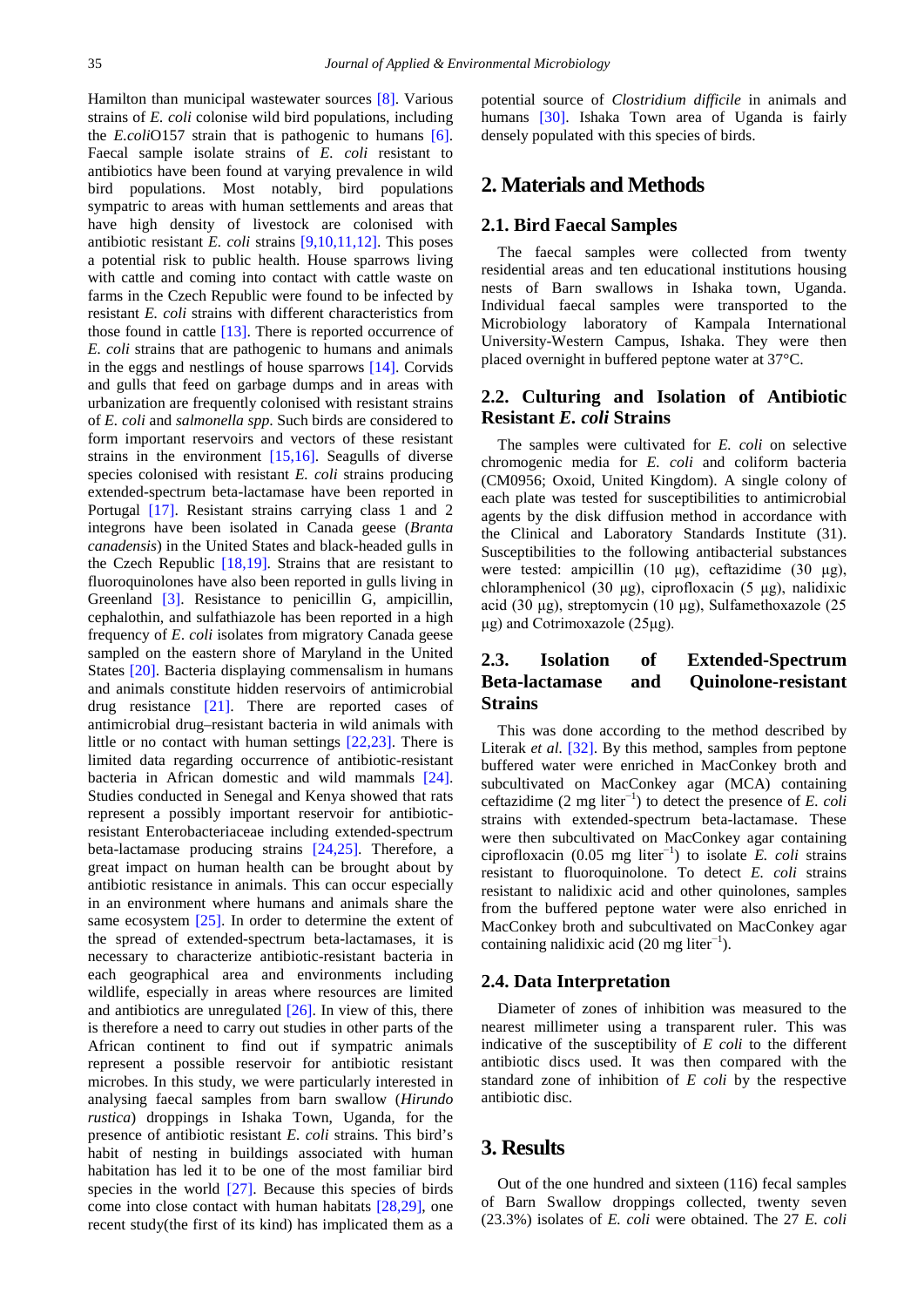Hamilton than municipal wastewater sources [8]. Various strains of *E. coli* colonise wild bird populations, including the *E.coli*O157 strain that is pathogenic to humans [6]. Faecal sample isolate strains of *E. coli* resistant to antibiotics have been found at varying prevalence in wild bird populations. Most notably, bird populations sympatric to areas with human settlements and areas that have high density of livestock are colonised with antibiotic resistant *E. coli* strains [9,10,11,12]. This poses a potential risk to public health. House sparrows living with cattle and coming into contact with cattle waste on farms in the Czech Republic were found to be infected by resistant *E. coli* strains with different characteristics from those found in cattle [13]. There is reported occurrence of *E. coli* strains that are pathogenic to humans and animals in the eggs and nestlings of house sparrows [14]. Corvids and gulls that feed on garbage dumps and in areas with urbanization are frequently colonised with resistant strains of *E. coli* and *salmonella spp.* Such birds are considered to form important reservoirs and vectors of these resistant strains in the environment [15,16]. Seagulls of diverse species colonised with resistant *E. coli* strains producing extended-spectrum beta-lactamase have been reported in Portugal [17]. Resistant strains carrying class 1 and 2 integrons have been isolated in Canada geese (*Branta canadensis*) in the United States and black-headed gulls in the Czech Republic [18,19]. Strains that are resistant to fluoroquinolones have also been reported in gulls living in Greenland [3]. Resistance to penicillin G, ampicillin, cephalothin, and sulfathiazole has been reported in a high frequency of *E. coli* isolates from migratory Canada geese sampled on the eastern shore of Maryland in the United States [20]. Bacteria displaying commensalism in humans and animals constitute hidden reservoirs of antimicrobial drug resistance [21]. There are reported cases of antimicrobial drug–resistant bacteria in wild animals with little or no contact with human settings [22,23]. There is limited data regarding occurrence of antibiotic-resistant bacteria in African domestic and wild mammals [24]. Studies conducted in Senegal and Kenya showed that rats represent a possibly important reservoir for antibiotic-resistant Enterobacteriaceae including extended-spectrum beta-lactamase producing strains [24,25]. Therefore, a great impact on human health can be brought about by antibiotic resistance in animals. This can occur especially in an environment where humans and animals share the same ecosystem [25]. In order to determine the extent of the spread of extended-spectrum beta-lactamases, it is necessary to characterize antibiotic-resistant bacteria in each geographical area and environments including wildlife, especially in areas where resources are limited and antibiotics are unregulated [26]. In view of this, there is therefore a need to carry out studies in other parts of the African continent to find out if sympatric animals represent a possible reservoir for antibiotic resistant microbes. In this study, we were particularly interested in analysing faecal samples from barn swallow (*Hirundo rustica*) droppings in Ishaka Town, Uganda, for the presence of antibiotic resistant *E. coli* strains. This bird's habit of nesting in buildings associated with human habitation has led it to be one of the most familiar bird species in the world [27]. Because this species of birds come into close contact with human habitats [28,29], one recent study(the first of its kind) has implicated them as a potential source of *Clostridium difficile* in animals and humans [30]. Ishaka Town area of Uganda is fairly densely populated with this species of birds.

## 2. Materials and Methods

### 2.1. Bird Faecal Samples

The faecal samples were collected from twenty residential areas and ten educational institutions housing nests of Barn swallows in Ishaka town, Uganda. Individual faecal samples were transported to the Microbiology laboratory of Kampala International University-Western Campus, Ishaka. They were then placed overnight in buffered peptone water at 37°C.

### 2.2. Culturing and Isolation of Antibiotic Resistant *E. coli* Strains

The samples were cultivated for *E. coli* on selective chromogenic media for *E. coli* and coliform bacteria (CM0956; Oxoid, United Kingdom). A single colony of each plate was tested for susceptibilities to antimicrobial agents by the disk diffusion method in accordance with the Clinical and Laboratory Standards Institute (31). Susceptibilities to the following antibacterial substances were tested: ampicillin (10 µg), ceftazidime (30 µg), chloramphenicol (30 µg), ciprofloxacin (5 µg), nalidixic acid (30 µg), streptomycin (10 µg), Sulfamethoxazole (25 µg) and Cotrimoxazole (25µg).

### 2.3. Isolation of Extended-Spectrum Beta-lactamase and Quinolone-resistant Strains

This was done according to the method described by Literak *et al.* [32]. By this method, samples from peptone buffered water were enriched in MacConkey broth and subcultivated on MacConkey agar (MCA) containing ceftazidime (2 mg liter$^{-1}$) to detect the presence of *E. coli* strains with extended-spectrum beta-lactamase. These were then subcultivated on MacConkey agar containing ciprofloxacin (0.05 mg liter$^{-1}$) to isolate *E. coli* strains resistant to fluoroquinolone. To detect *E. coli* strains resistant to nalidixic acid and other quinolones, samples from the buffered peptone water were also enriched in MacConkey broth and subcultivated on MacConkey agar containing nalidixic acid (20 mg liter$^{-1}$).

### 2.4. Data Interpretation

Diameter of zones of inhibition was measured to the nearest millimeter using a transparent ruler. This was indicative of the susceptibility of *E coli* to the different antibiotic discs used. It was then compared with the standard zone of inhibition of *E coli* by the respective antibiotic disc.

## 3. Results

Out of the one hundred and sixteen (116) fecal samples of Barn Swallow droppings collected, twenty seven (23.3%) isolates of *E. coli* were obtained. The 27 *E. coli*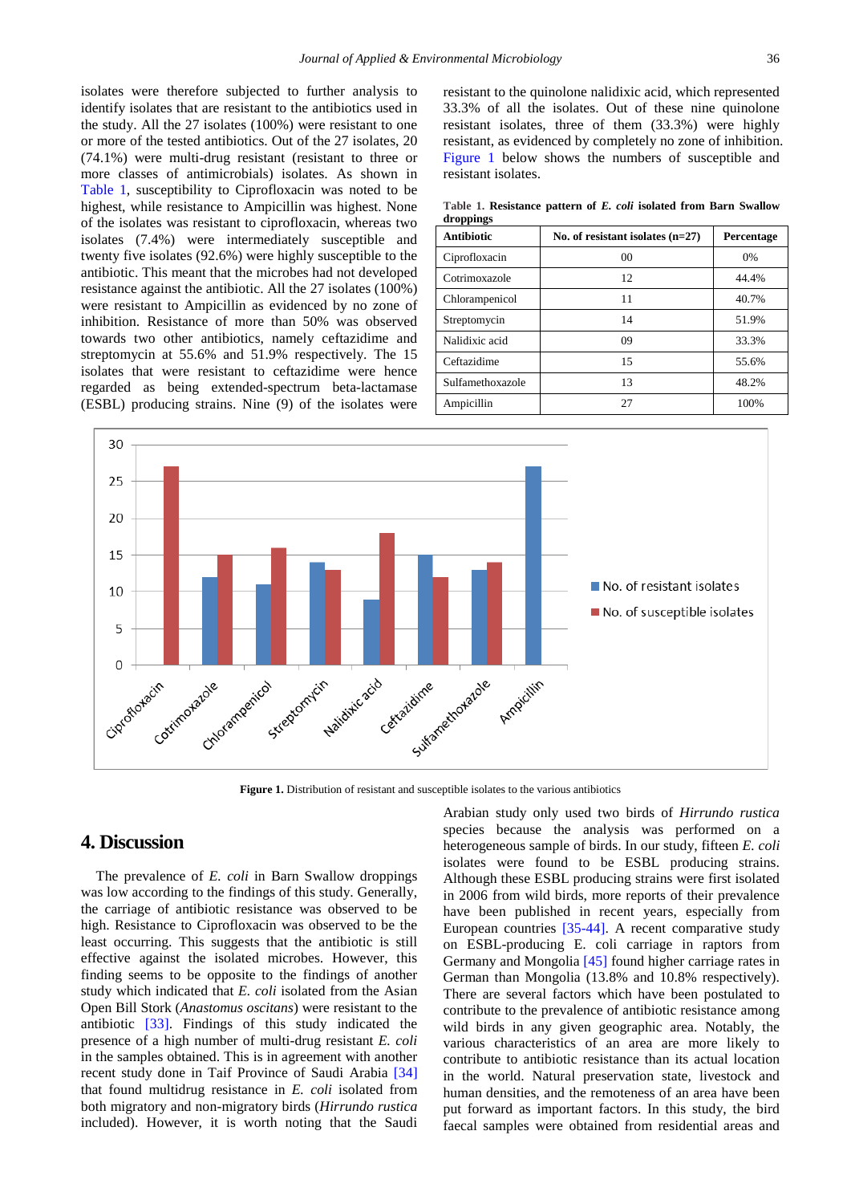isolates were therefore subjected to further analysis to identify isolates that are resistant to the antibiotics used in the study. All the 27 isolates (100%) were resistant to one or more of the tested antibiotics. Out of the 27 isolates, 20 (74.1%) were multi-drug resistant (resistant to three or more classes of antimicrobials) isolates. As shown in Table 1, susceptibility to Ciprofloxacin was noted to be highest, while resistance to Ampicillin was highest. None of the isolates was resistant to ciprofloxacin, whereas two isolates (7.4%) were intermediately susceptible and twenty five isolates (92.6%) were highly susceptible to the antibiotic. This meant that the microbes had not developed resistance against the antibiotic. All the 27 isolates (100%) were resistant to Ampicillin as evidenced by no zone of inhibition. Resistance of more than 50% was observed towards two other antibiotics, namely ceftazidime and streptomycin at 55.6% and 51.9% respectively. The 15 isolates that were resistant to ceftazidime were hence regarded as being extended-spectrum beta-lactamase (ESBL) producing strains. Nine (9) of the isolates were resistant to the quinolone nalidixic acid, which represented 33.3% of all the isolates. Out of these nine quinolone resistant isolates, three of them (33.3%) were highly resistant, as evidenced by completely no zone of inhibition. Figure 1 below shows the numbers of susceptible and resistant isolates.

**Table 1. Resistance pattern of *E. coli* isolated from Barn Swallow droppings**

| Antibiotic | No. of resistant isolates (n=27) | Percentage |
|---|---|---|
| Ciprofloxacin | 00 | 0% |
| Cotrimoxazole | 12 | 44.4% |
| Chlorampenicol | 11 | 40.7% |
| Streptomycin | 14 | 51.9% |
| Nalidixic acid | 09 | 33.3% |
| Ceftazidime | 15 | 55.6% |
| Sulfamethoxazole | 13 | 48.2% |
| Ampicillin | 27 | 100% |

30
25
20
15
10
5
0

Ciprofloxacin
Cotrimoxazole
Chlorampenicol
Streptomycin
Nalidixic acid
Ceftazidime
Sulfamethoxazole
Ampicillin

No. of resistant isolates
No. of susceptible isolates

**Figure 1.** Distribution of resistant and susceptible isolates to the various antibiotics

## 4. Discussion

The prevalence of *E. coli* in Barn Swallow droppings was low according to the findings of this study. Generally, the carriage of antibiotic resistance was observed to be high. Resistance to Ciprofloxacin was observed to be the least occurring. This suggests that the antibiotic is still effective against the isolated microbes. However, this finding seems to be opposite to the findings of another study which indicated that *E. coli* isolated from the Asian Open Bill Stork (*Anastomus oscitans*) were resistant to the antibiotic [33]. Findings of this study indicated the presence of a high number of multi-drug resistant *E. coli* in the samples obtained. This is in agreement with another recent study done in Taif Province of Saudi Arabia [34] that found multidrug resistance in *E. coli* isolated from both migratory and non-migratory birds (*Hirrundo rustica* included). However, it is worth noting that the Saudi Arabian study only used two birds of *Hirrundo rustica* species because the analysis was performed on a heterogeneous sample of birds. In our study, fifteen *E. coli* isolates were found to be ESBL producing strains. Although these ESBL producing strains were first isolated in 2006 from wild birds, more reports of their prevalence have been published in recent years, especially from European countries [35-44]. A recent comparative study on ESBL-producing E. coli carriage in raptors from Germany and Mongolia [45] found higher carriage rates in German than Mongolia (13.8% and 10.8% respectively). There are several factors which have been postulated to contribute to the prevalence of antibiotic resistance among wild birds in any given geographic area. Notably, the various characteristics of an area are more likely to contribute to antibiotic resistance than its actual location in the world. Natural preservation state, livestock and human densities, and the remoteness of an area have been put forward as important factors. In this study, the bird faecal samples were obtained from residential areas and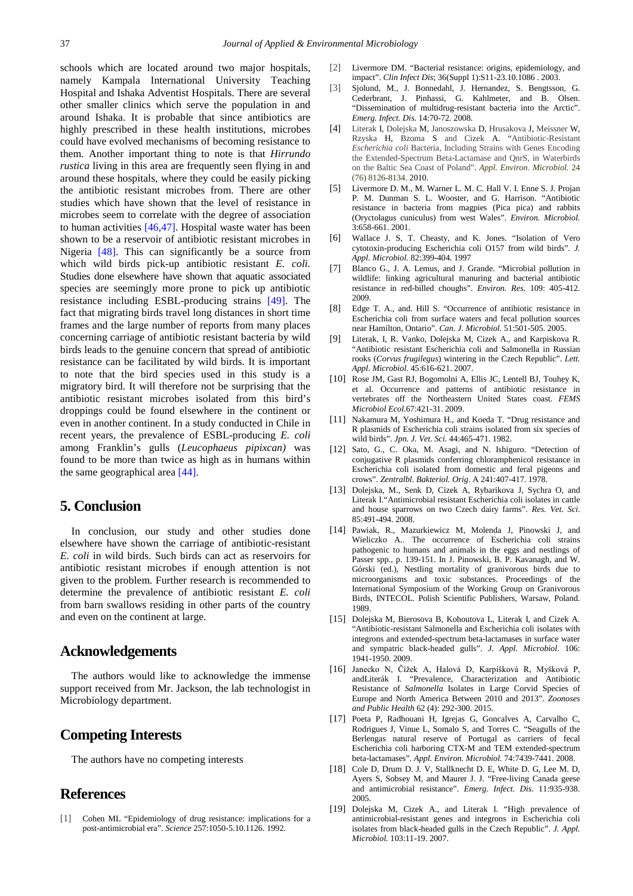schools which are located around two major hospitals, namely Kampala International University Teaching Hospital and Ishaka Adventist Hospitals. There are several other smaller clinics which serve the population in and around Ishaka. It is probable that since antibiotics are highly prescribed in these health institutions, microbes could have evolved mechanisms of becoming resistance to them. Another important thing to note is that *Hirrundo rustica* living in this area are frequently seen flying in and around these hospitals, where they could be easily picking the antibiotic resistant microbes from. There are other studies which have shown that the level of resistance in microbes seem to correlate with the degree of association to human activities [46,47]. Hospital waste water has been shown to be a reservoir of antibiotic resistant microbes in Nigeria [48]. This can significantly be a source from which wild birds pick-up antibiotic resistant *E. coli.* Studies done elsewhere have shown that aquatic associated species are seemingly more prone to pick up antibiotic resistance including ESBL-producing strains [49]. The fact that migrating birds travel long distances in short time frames and the large number of reports from many places concerning carriage of antibiotic resistant bacteria by wild birds leads to the genuine concern that spread of antibiotic resistance can be facilitated by wild birds. It is important to note that the bird species used in this study is a migratory bird. It will therefore not be surprising that the antibiotic resistant microbes isolated from this bird's droppings could be found elsewhere in the continent or even in another continent. In a study conducted in Chile in recent years, the prevalence of ESBL-producing *E. coli* among Franklin's gulls (*Leucophaeus pipixcan)* was found to be more than twice as high as in humans within the same geographical area [44].

## 5. Conclusion

In conclusion, our study and other studies done elsewhere have shown the carriage of antibiotic-resistant *E. coli* in wild birds. Such birds can act as reservoirs for antibiotic resistant microbes if enough attention is not given to the problem. Further research is recommended to determine the prevalence of antibiotic resistant *E. coli* from barn swallows residing in other parts of the country and even on the continent at large.

## Acknowledgements

The authors would like to acknowledge the immense support received from Mr. Jackson, the lab technologist in Microbiology department.

## Competing Interests

The authors have no competing interests

## References

[1] Cohen ML "Epidemiology of drug resistance: implications for a post-antimicrobial era". *Science* 257:1050-5.10.1126. 1992.

[2] Livermore DM. "Bacterial resistance: origins, epidemiology, and impact". *Clin Infect Dis*; 36(Suppl 1):S11-23.10.1086 . 2003.

[3] Sjolund, M., J. Bonnedahl, J. Hernandez, S. Bengtsson, G. Cederbrant, J. Pinhassi, G. Kahlmeter, and B. Olsen. "Dissemination of multidrug-resistant bacteria into the Arctic". *Emerg. Infect. Dis.* 14:70-72. 2008.

[4] Literak I, Dolejska M, Janoszowska D, Hrusakova J, Meissner W, Rzyska H, Bzoma S and Cizek A. "Antibiotic-Resistant *Escherichia coli* Bacteria, Including Strains with Genes Encoding the Extended-Spectrum Beta-Lactamase and QnrS, in Waterbirds on the Baltic Sea Coast of Poland". *Appl. Environ. Microbiol.* 24 (76) 8126-8134. 2010.

[5] Livermore D. M., M. Warner L. M. C. Hall V. I. Enne S. J. Projan P. M. Dunman S. L. Wooster, and G. Harrison. "Antibiotic resistance in bacteria from magpies (Pica pica) and rabbits (Oryctolagus cuniculus) from west Wales". *Environ. Microbiol.* 3:658-661. 2001.

[6] Wallace J. S, T. Cheasty, and K. Jones. "Isolation of Vero cytotoxin-producing Escherichia coli O157 from wild birds". *J. Appl. Microbiol.* 82:399-404. 1997

[7] Blanco G., J. A. Lemus, and J. Grande. "Microbial pollution in wildlife: linking agricultural manuring and bacterial antibiotic resistance in red-billed choughs". *Environ. Res*. 109: 405-412. 2009.

[8] Edge T. A., and. Hill S. "Occurrence of antibiotic resistance in Escherichia coli from surface waters and fecal pollution sources near Hamilton, Ontario". *Can. J. Microbiol.* 51:501-505. 2005.

[9] Literak, I, R. Vanko, Dolejska M, Cizek A., and Karpiskova R. "Antibiotic resistant Escherichia coli and Salmonella in Russian rooks (*Corvus frugilegus*) wintering in the Czech Republic". *Lett. Appl. Microbiol.* 45:616-621. 2007.

[10] Rose JM, Gast RJ, Bogomolni A, Ellis JC, Lentell BJ, Touhey K, et al. Occurrence and patterns of antibiotic resistance in vertebrates off the Northeastern United States coast. *FEMS Microbiol Ecol.*67:421-31. 2009.

[11] Nakamura M, Yoshimura H., and Koeda T. "Drug resistance and R plasmids of Escherichia coli strains isolated from six species of wild birds". *Jpn. J. Vet. Sci.* 44:465-471. 1982.

[12] Sato, G., C. Oka, M. Asagi, and N. Ishiguro. "Detection of conjugative R plasmids conferring chloramphenicol resistance in Escherichia coli isolated from domestic and feral pigeons and crows". *Zentralbl. Bakteriol. Orig*. A 241:407-417. 1978.

[13] Dolejska, M., Senk D, Cizek A, Rybarikova J, Sychra O, and Literak I."Antimicrobial resistant Escherichia coli isolates in cattle and house sparrows on two Czech dairy farms". *Res. Vet. Sci.* 85:491-494. 2008.

[14] Pawiak, R., Mazurkiewicz M, Molenda J, Pinowski J, and Wieliczko A.. The occurrence of Escherichia coli strains pathogenic to humans and animals in the eggs and nestlings of Passer spp., p. 139-151. In J. Pinowski, B. P. Kavanagh, and W. Górski (ed.), Nestling mortality of granivorous birds due to microorganisms and toxic substances. Proceedings of the International Symposium of the Working Group on Granivorous Birds, INTECOL. Polish Scientific Publishers, Warsaw, Poland. 1989.

[15] Dolejska M, Bierosova B, Kohoutova L, Literak I, and Cizek A. "Antibiotic-resistant Salmonella and Escherichia coli isolates with integrons and extended-spectrum beta-lactamases in surface water and sympatric black-headed gulls". *J. Appl. Microbiol*. 106: 1941-1950. 2009.

[16] Janecko N, Čížek A, Halová D, Karpíšková R, Myšková P, andLiterák I. "Prevalence, Characterization and Antibiotic Resistance of *Salmonella* Isolates in Large Corvid Species of Europe and North America Between 2010 and 2013". *Zoonoses and Public Health* 62 (4): 292-300. 2015.

[17] Poeta P, Radhouani H, Igrejas G, Goncalves A, Carvalho C, Rodrigues J, Vinue L, Somalo S, and Torres C. "Seagulls of the Berlengas natural reserve of Portugal as carriers of fecal Escherichia coli harboring CTX-M and TEM extended-spectrum beta-lactamases". *Appl. Environ. Microbiol.* 74:7439-7441. 2008.

[18] Cole D, Drum D. J. V, Stallknecht D. E, White D. G, Lee M. D, Ayers S, Sobsey M, and Maurer J. J. "Free-living Canada geese and antimicrobial resistance". *Emerg. Infect. Dis*. 11:935-938. 2005.

[19] Dolejska M, Cizek A., and Literak I. "High prevalence of antimicrobial-resistant genes and integrons in Escherichia coli isolates from black-headed gulls in the Czech Republic". *J. Appl. Microbiol.* 103:11-19. 2007.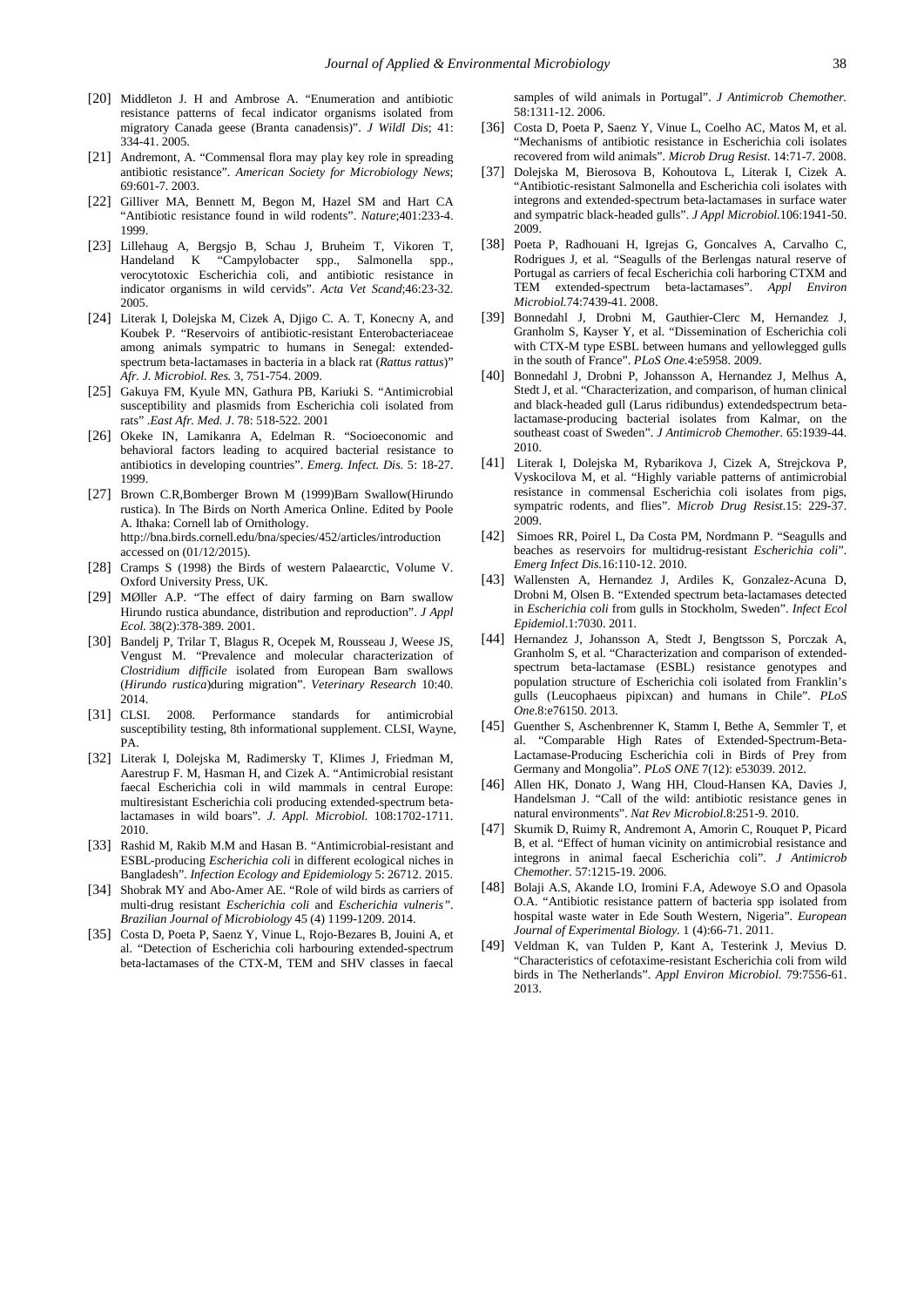[20] Middleton J. H and Ambrose A. "Enumeration and antibiotic resistance patterns of fecal indicator organisms isolated from migratory Canada geese (Branta canadensis)". *J Wildl Dis*; 41: 334-41. 2005.

[21] Andremont, A. "Commensal flora may play key role in spreading antibiotic resistance". *American Society for Microbiology News*; 69:601-7. 2003.

[22] Gilliver MA, Bennett M, Begon M, Hazel SM and Hart CA "Antibiotic resistance found in wild rodents". *Nature*;401:233-4. 1999.

[23] Lillehaug A, Bergsjo B, Schau J, Bruheim T, Vikoren T, Handeland K "Campylobacter spp., Salmonella spp., verocytotoxic Escherichia coli, and antibiotic resistance in indicator organisms in wild cervids". *Acta Vet Scand*;46:23-32. 2005.

[24] Literak I, Dolejska M, Cizek A, Djigo C. A. T, Konecny A, and Koubek P. "Reservoirs of antibiotic-resistant Enterobacteriaceae among animals sympatric to humans in Senegal: extended-spectrum beta-lactamases in bacteria in a black rat (*Rattus rattus*)" *Afr. J. Microbiol. Res.* 3, 751-754. 2009.

[25] Gakuya FM, Kyule MN, Gathura PB, Kariuki S. "Antimicrobial susceptibility and plasmids from Escherichia coli isolated from rats" .*East Afr. Med. J*. 78: 518-522. 2001

[26] Okeke IN, Lamikanra A, Edelman R. "Socioeconomic and behavioral factors leading to acquired bacterial resistance to antibiotics in developing countries". *Emerg. Infect. Dis.* 5: 18-27. 1999.

[27] Brown C.R,Bomberger Brown M (1999)Barn Swallow(Hirundo rustica). In The Birds on North America Online. Edited by Poole A. Ithaka: Cornell lab of Ornithology. http://bna.birds.cornell.edu/bna/species/452/articles/introduction accessed on (01/12/2015).

[28] Cramps S (1998) the Birds of western Palaearctic, Volume V. Oxford University Press, UK.

[29] MØller A.P. "The effect of dairy farming on Barn swallow Hirundo rustica abundance, distribution and reproduction". *J Appl Ecol.* 38(2):378-389. 2001.

[30] Bandelj P, Trilar T, Blagus R, Ocepek M, Rousseau J, Weese JS, Vengust M. "Prevalence and molecular characterization of *Clostridium difficile* isolated from European Barn swallows (*Hirundo rustica*)during migration". *Veterinary Research* 10:40. 2014.

[31] CLSI. 2008. Performance standards for antimicrobial susceptibility testing, 8th informational supplement. CLSI, Wayne, PA.

[32] Literak I, Dolejska M, Radimersky T, Klimes J, Friedman M, Aarestrup F. M, Hasman H, and Cizek A. "Antimicrobial resistant faecal Escherichia coli in wild mammals in central Europe: multiresistant Escherichia coli producing extended-spectrum beta-lactamases in wild boars". *J. Appl. Microbiol.* 108:1702-1711. 2010.

[33] Rashid M, Rakib M.M and Hasan B. "Antimicrobial-resistant and ESBL-producing *Escherichia coli* in different ecological niches in Bangladesh". *Infection Ecology and Epidemiology* 5: 26712. 2015.

[34] Shobrak MY and Abo-Amer AE. "Role of wild birds as carriers of multi-drug resistant *Escherichia coli* and *Escherichia vulneris"*. *Brazilian Journal of Microbiology* 45 (4) 1199-1209. 2014.

[35] Costa D, Poeta P, Saenz Y, Vinue L, Rojo-Bezares B, Jouini A, et al. "Detection of Escherichia coli harbouring extended-spectrum beta-lactamases of the CTX-M, TEM and SHV classes in faecal samples of wild animals in Portugal". *J Antimicrob Chemother.* 58:1311-12. 2006.

[36] Costa D, Poeta P, Saenz Y, Vinue L, Coelho AC, Matos M, et al. "Mechanisms of antibiotic resistance in Escherichia coli isolates recovered from wild animals". *Microb Drug Resist*. 14:71-7. 2008.

[37] Dolejska M, Bierosova B, Kohoutova L, Literak I, Cizek A. "Antibiotic-resistant Salmonella and Escherichia coli isolates with integrons and extended-spectrum beta-lactamases in surface water and sympatric black-headed gulls". *J Appl Microbiol.*106:1941-50. 2009.

[38] Poeta P, Radhouani H, Igrejas G, Goncalves A, Carvalho C, Rodrigues J, et al. "Seagulls of the Berlengas natural reserve of Portugal as carriers of fecal Escherichia coli harboring CTXM and TEM extended-spectrum beta-lactamases". *Appl Environ Microbiol.*74:7439-41. 2008.

[39] Bonnedahl J, Drobni M, Gauthier-Clerc M, Hernandez J, Granholm S, Kayser Y, et al. "Dissemination of Escherichia coli with CTX-M type ESBL between humans and yellowlegged gulls in the south of France". *PLoS One.*4:e5958. 2009.

[40] Bonnedahl J, Drobni P, Johansson A, Hernandez J, Melhus A, Stedt J, et al. "Characterization, and comparison, of human clinical and black-headed gull (Larus ridibundus) extendedspectrum beta-lactamase-producing bacterial isolates from Kalmar, on the southeast coast of Sweden". *J Antimicrob Chemother.* 65:1939-44. 2010.

[41] Literak I, Dolejska M, Rybarikova J, Cizek A, Strejckova P, Vyskocilova M, et al. "Highly variable patterns of antimicrobial resistance in commensal Escherichia coli isolates from pigs, sympatric rodents, and flies". *Microb Drug Resist.*15: 229-37. 2009.

[42] Simoes RR, Poirel L, Da Costa PM, Nordmann P. "Seagulls and beaches as reservoirs for multidrug-resistant *Escherichia coli*". *Emerg Infect Dis.*16:110-12. 2010.

[43] Wallensten A, Hernandez J, Ardiles K, Gonzalez-Acuna D, Drobni M, Olsen B. "Extended spectrum beta-lactamases detected in *Escherichia coli* from gulls in Stockholm, Sweden". *Infect Ecol Epidemiol.*1:7030. 2011.

[44] Hernandez J, Johansson A, Stedt J, Bengtsson S, Porczak A, Granholm S, et al. "Characterization and comparison of extended-spectrum beta-lactamase (ESBL) resistance genotypes and population structure of Escherichia coli isolated from Franklin's gulls (Leucophaeus pipixcan) and humans in Chile". *PLoS One.*8:e76150. 2013.

[45] Guenther S, Aschenbrenner K, Stamm I, Bethe A, Semmler T, et al. "Comparable High Rates of Extended-Spectrum-Beta-Lactamase-Producing Escherichia coli in Birds of Prey from Germany and Mongolia". *PLoS ONE* 7(12): e53039. 2012.

[46] Allen HK, Donato J, Wang HH, Cloud-Hansen KA, Davies J, Handelsman J. "Call of the wild: antibiotic resistance genes in natural environments". *Nat Rev Microbiol.*8:251-9. 2010.

[47] Skurnik D, Ruimy R, Andremont A, Amorin C, Rouquet P, Picard B, et al. "Effect of human vicinity on antimicrobial resistance and integrons in animal faecal Escherichia coli". *J Antimicrob Chemother.* 57:1215-19. 2006.

[48] Bolaji A.S, Akande I.O, Iromini F.A, Adewoye S.O and Opasola O.A. "Antibiotic resistance pattern of bacteria spp isolated from hospital waste water in Ede South Western, Nigeria". *European Journal of Experimental Biology.* 1 (4):66-71. 2011.

[49] Veldman K, van Tulden P, Kant A, Testerink J, Mevius D. "Characteristics of cefotaxime-resistant Escherichia coli from wild birds in The Netherlands". *Appl Environ Microbiol.* 79:7556-61. 2013.